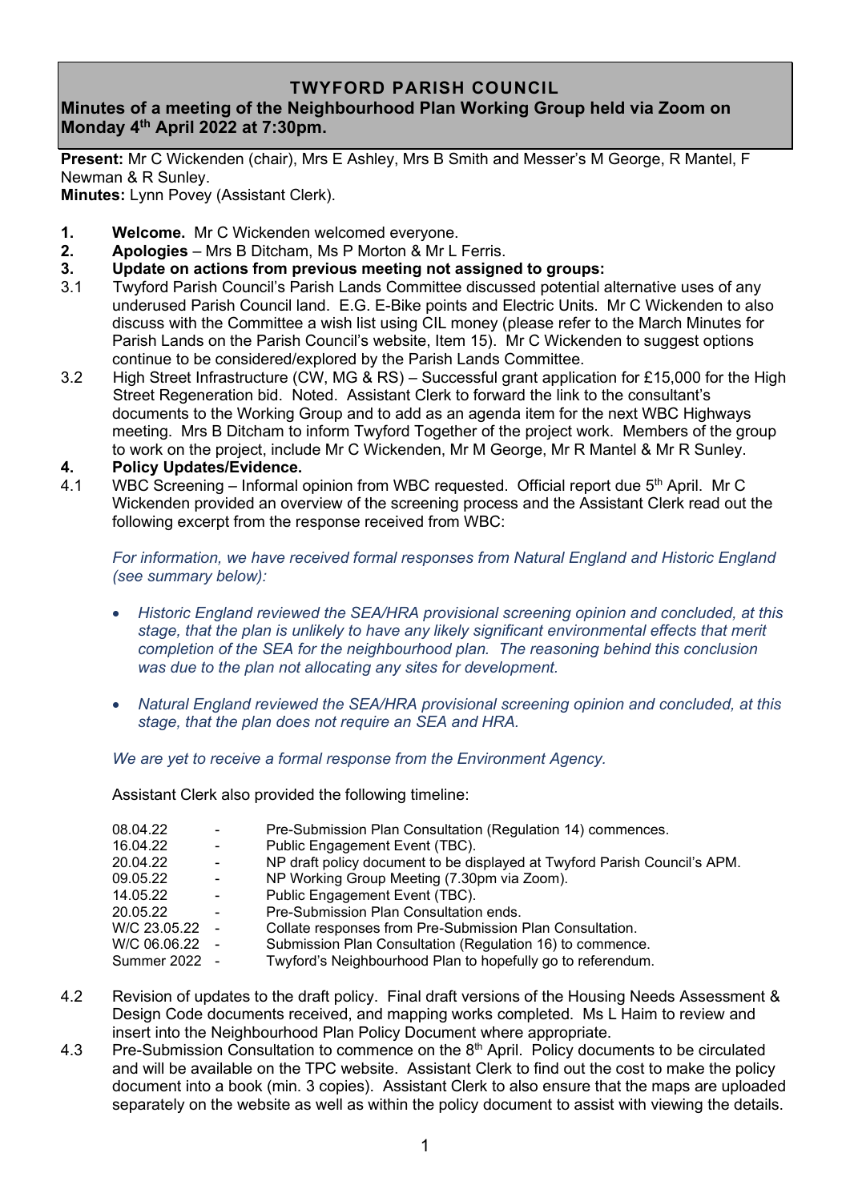# TWYFORD PARISH COUNCIL

**Minutes of a meeting of the Neighbourhood Plan Working Group held via Zoom on Monday 4th April 2022 at 7:30pm.**

**Present:** Mr C Wickenden (chair), Mrs E Ashley, Mrs B Smith and Messer's M George, R Mantel, F Newman & R Sunley.
**Minutes:** Lynn Povey (Assistant Clerk).

**1. Welcome.** Mr C Wickenden welcomed everyone.

**2. Apologies** – Mrs B Ditcham, Ms P Morton & Mr L Ferris.

**3. Update on actions from previous meeting not assigned to groups:**

3.1 Twyford Parish Council's Parish Lands Committee discussed potential alternative uses of any underused Parish Council land. E.G. E-Bike points and Electric Units. Mr C Wickenden to also discuss with the Committee a wish list using CIL money (please refer to the March Minutes for Parish Lands on the Parish Council's website, Item 15). Mr C Wickenden to suggest options continue to be considered/explored by the Parish Lands Committee.

3.2 High Street Infrastructure (CW, MG & RS) – Successful grant application for £15,000 for the High Street Regeneration bid. Noted. Assistant Clerk to forward the link to the consultant's documents to the Working Group and to add as an agenda item for the next WBC Highways meeting. Mrs B Ditcham to inform Twyford Together of the project work. Members of the group to work on the project, include Mr C Wickenden, Mr M George, Mr R Mantel & Mr R Sunley.

**4. Policy Updates/Evidence.**

4.1 WBC Screening – Informal opinion from WBC requested. Official report due 5th April. Mr C Wickenden provided an overview of the screening process and the Assistant Clerk read out the following excerpt from the response received from WBC:

*For information, we have received formal responses from Natural England and Historic England (see summary below):*

- *Historic England reviewed the SEA/HRA provisional screening opinion and concluded, at this stage, that the plan is unlikely to have any likely significant environmental effects that merit completion of the SEA for the neighbourhood plan. The reasoning behind this conclusion was due to the plan not allocating any sites for development.*
- *Natural England reviewed the SEA/HRA provisional screening opinion and concluded, at this stage, that the plan does not require an SEA and HRA.*

*We are yet to receive a formal response from the Environment Agency.*

Assistant Clerk also provided the following timeline:

| | | |
|---|---|---|
| 08.04.22 | - | Pre-Submission Plan Consultation (Regulation 14) commences. |
| 16.04.22 | - | Public Engagement Event (TBC). |
| 20.04.22 | - | NP draft policy document to be displayed at Twyford Parish Council's APM. |
| 09.05.22 | - | NP Working Group Meeting (7.30pm via Zoom). |
| 14.05.22 | - | Public Engagement Event (TBC). |
| 20.05.22 | - | Pre-Submission Plan Consultation ends. |
| W/C 23.05.22 | - | Collate responses from Pre-Submission Plan Consultation. |
| W/C 06.06.22 | - | Submission Plan Consultation (Regulation 16) to commence. |
| Summer 2022 | - | Twyford's Neighbourhood Plan to hopefully go to referendum. |

4.2 Revision of updates to the draft policy. Final draft versions of the Housing Needs Assessment & Design Code documents received, and mapping works completed. Ms L Haim to review and insert into the Neighbourhood Plan Policy Document where appropriate.

4.3 Pre-Submission Consultation to commence on the 8th April. Policy documents to be circulated and will be available on the TPC website. Assistant Clerk to find out the cost to make the policy document into a book (min. 3 copies). Assistant Clerk to also ensure that the maps are uploaded separately on the website as well as within the policy document to assist with viewing the details.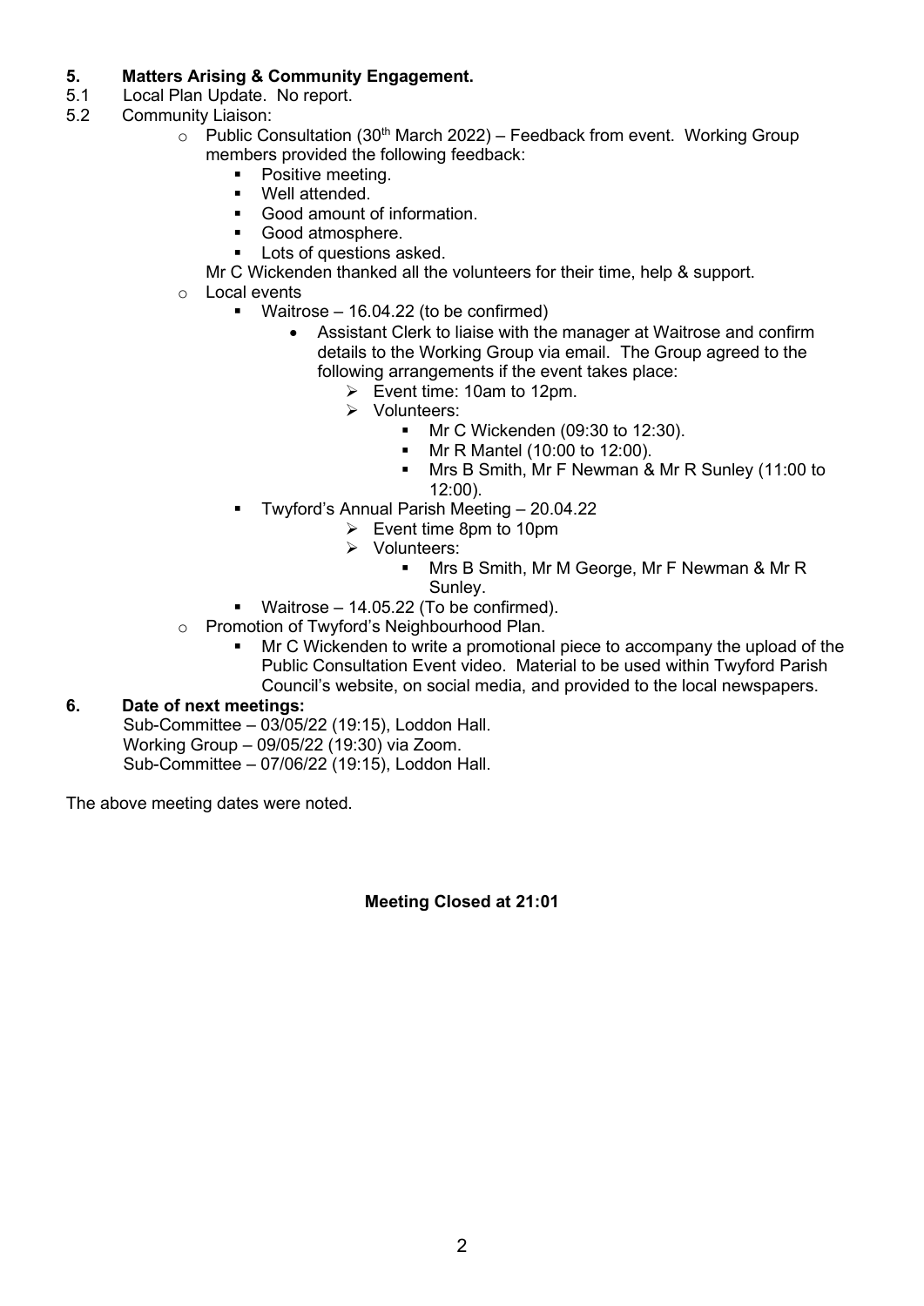## 5. Matters Arising & Community Engagement.

5.1 Local Plan Update. No report.

5.2 Community Liaison:

- Public Consultation (30th March 2022) – Feedback from event. Working Group members provided the following feedback:
  - Positive meeting.
  - Well attended.
  - Good amount of information.
  - Good atmosphere.
  - Lots of questions asked.

  Mr C Wickenden thanked all the volunteers for their time, help & support.
- Local events
  - Waitrose – 16.04.22 (to be confirmed)
    - Assistant Clerk to liaise with the manager at Waitrose and confirm details to the Working Group via email. The Group agreed to the following arrangements if the event takes place:
      - Event time: 10am to 12pm.
      - Volunteers:
        - Mr C Wickenden (09:30 to 12:30).
        - Mr R Mantel (10:00 to 12:00).
        - Mrs B Smith, Mr F Newman & Mr R Sunley (11:00 to 12:00).
  - Twyford's Annual Parish Meeting – 20.04.22
    - Event time 8pm to 10pm
    - Volunteers:
      - Mrs B Smith, Mr M George, Mr F Newman & Mr R Sunley.
  - Waitrose – 14.05.22 (To be confirmed).
- Promotion of Twyford's Neighbourhood Plan.
  - Mr C Wickenden to write a promotional piece to accompany the upload of the Public Consultation Event video. Material to be used within Twyford Parish Council's website, on social media, and provided to the local newspapers.

## 6. Date of next meetings:

Sub-Committee – 03/05/22 (19:15), Loddon Hall.
Working Group – 09/05/22 (19:30) via Zoom.
Sub-Committee – 07/06/22 (19:15), Loddon Hall.

The above meeting dates were noted.

**Meeting Closed at 21:01**